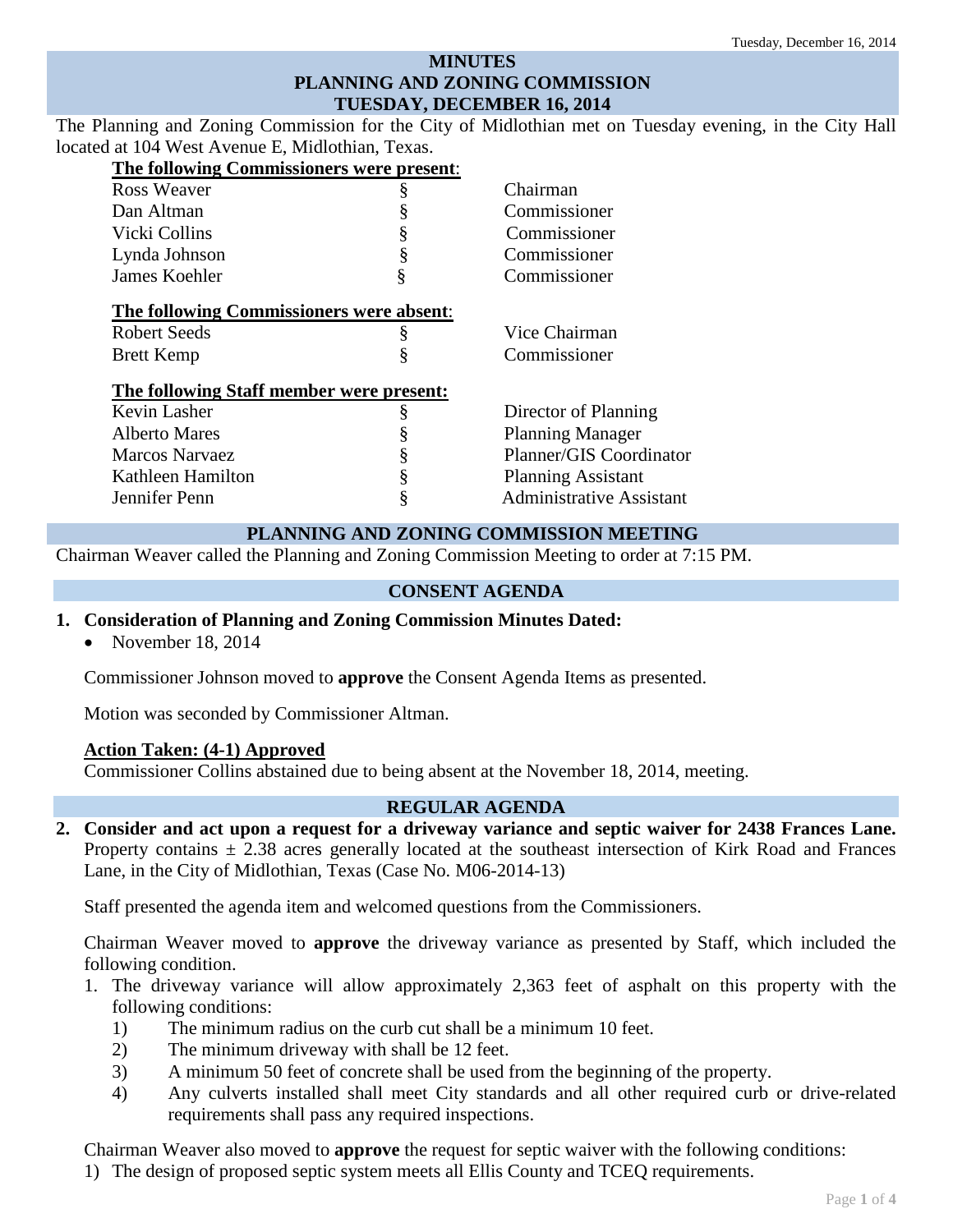# MINUTES
# PLANNING AND ZONING COMMISSION
# TUESDAY, DECEMBER 16, 2014

The Planning and Zoning Commission for the City of Midlothian met on Tuesday evening, in the City Hall located at 104 West Avenue E, Midlothian, Texas.

**The following Commissioners were present:**

| | | |
|---|---|---|
| Ross Weaver | § | Chairman |
| Dan Altman | § | Commissioner |
| Vicki Collins | § | Commissioner |
| Lynda Johnson | § | Commissioner |
| James Koehler | § | Commissioner |

**The following Commissioners were absent:**

| | | |
|---|---|---|
| Robert Seeds | § | Vice Chairman |
| Brett Kemp | § | Commissioner |

**The following Staff member were present:**

| | | |
|---|---|---|
| Kevin Lasher | § | Director of Planning |
| Alberto Mares | § | Planning Manager |
| Marcos Narvaez | § | Planner/GIS Coordinator |
| Kathleen Hamilton | § | Planning Assistant |
| Jennifer Penn | § | Administrative Assistant |

## PLANNING AND ZONING COMMISSION MEETING

Chairman Weaver called the Planning and Zoning Commission Meeting to order at 7:15 PM.

## CONSENT AGENDA

**1. Consideration of Planning and Zoning Commission Minutes Dated:**
- November 18, 2014

Commissioner Johnson moved to **approve** the Consent Agenda Items as presented.

Motion was seconded by Commissioner Altman.

**Action Taken: (4-1) Approved**
Commissioner Collins abstained due to being absent at the November 18, 2014, meeting.

## REGULAR AGENDA

**2. Consider and act upon a request for a driveway variance and septic waiver for 2438 Frances Lane.** Property contains ± 2.38 acres generally located at the southeast intersection of Kirk Road and Frances Lane, in the City of Midlothian, Texas (Case No. M06-2014-13)

Staff presented the agenda item and welcomed questions from the Commissioners.

Chairman Weaver moved to **approve** the driveway variance as presented by Staff, which included the following condition.

1. The driveway variance will allow approximately 2,363 feet of asphalt on this property with the following conditions:
   1) The minimum radius on the curb cut shall be a minimum 10 feet.
   2) The minimum driveway with shall be 12 feet.
   3) A minimum 50 feet of concrete shall be used from the beginning of the property.
   4) Any culverts installed shall meet City standards and all other required curb or drive-related requirements shall pass any required inspections.

Chairman Weaver also moved to **approve** the request for septic waiver with the following conditions:

1) The design of proposed septic system meets all Ellis County and TCEQ requirements.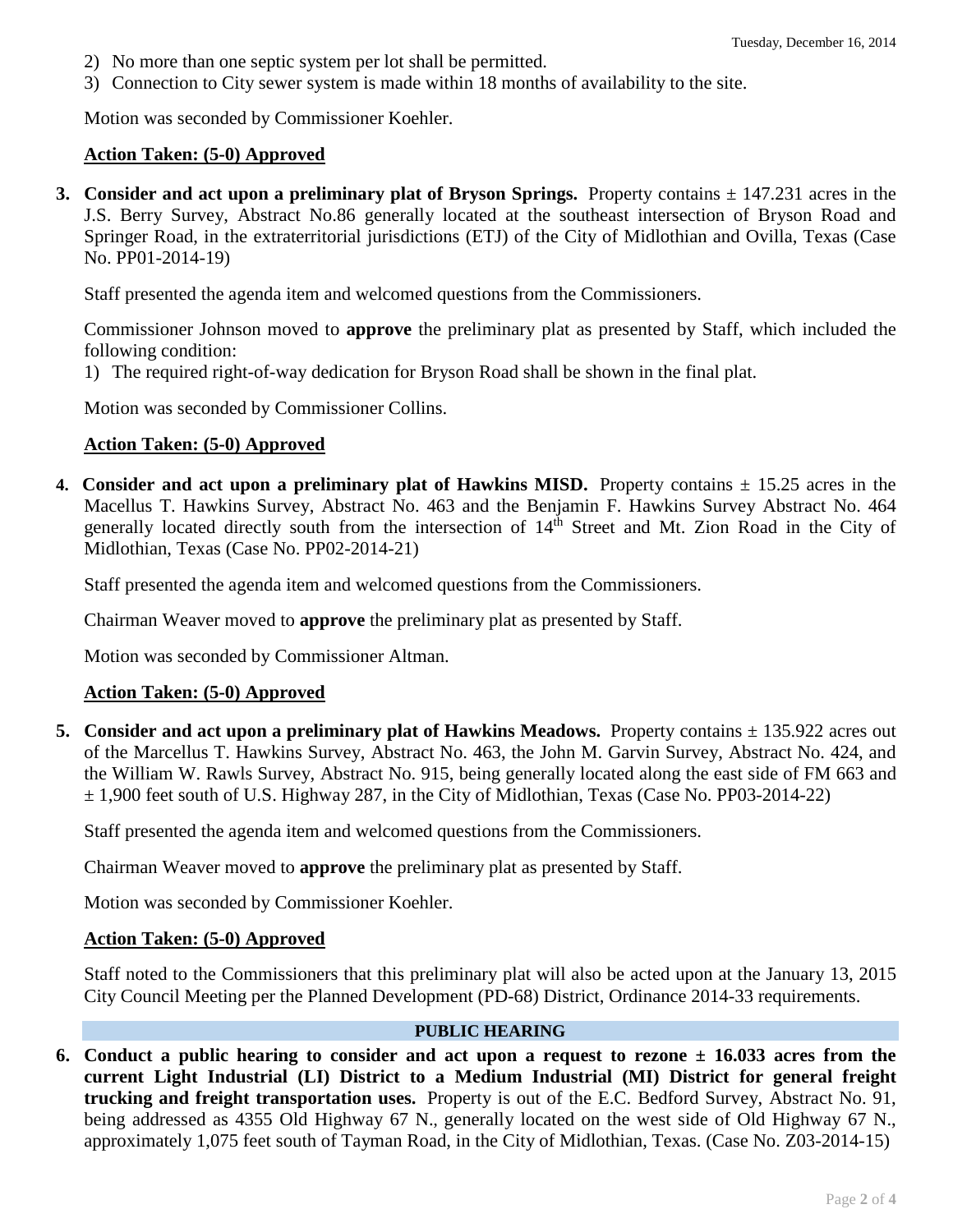2) No more than one septic system per lot shall be permitted.
3) Connection to City sewer system is made within 18 months of availability to the site.

Motion was seconded by Commissioner Koehler.

**Action Taken: (5-0) Approved**

**3. Consider and act upon a preliminary plat of Bryson Springs.** Property contains ± 147.231 acres in the J.S. Berry Survey, Abstract No.86 generally located at the southeast intersection of Bryson Road and Springer Road, in the extraterritorial jurisdictions (ETJ) of the City of Midlothian and Ovilla, Texas (Case No. PP01-2014-19)

Staff presented the agenda item and welcomed questions from the Commissioners.

Commissioner Johnson moved to **approve** the preliminary plat as presented by Staff, which included the following condition:

1) The required right-of-way dedication for Bryson Road shall be shown in the final plat.

Motion was seconded by Commissioner Collins.

**Action Taken: (5-0) Approved**

**4. Consider and act upon a preliminary plat of Hawkins MISD.** Property contains ± 15.25 acres in the Macellus T. Hawkins Survey, Abstract No. 463 and the Benjamin F. Hawkins Survey Abstract No. 464 generally located directly south from the intersection of 14th Street and Mt. Zion Road in the City of Midlothian, Texas (Case No. PP02-2014-21)

Staff presented the agenda item and welcomed questions from the Commissioners.

Chairman Weaver moved to **approve** the preliminary plat as presented by Staff.

Motion was seconded by Commissioner Altman.

**Action Taken: (5-0) Approved**

**5. Consider and act upon a preliminary plat of Hawkins Meadows.** Property contains ± 135.922 acres out of the Marcellus T. Hawkins Survey, Abstract No. 463, the John M. Garvin Survey, Abstract No. 424, and the William W. Rawls Survey, Abstract No. 915, being generally located along the east side of FM 663 and ± 1,900 feet south of U.S. Highway 287, in the City of Midlothian, Texas (Case No. PP03-2014-22)

Staff presented the agenda item and welcomed questions from the Commissioners.

Chairman Weaver moved to **approve** the preliminary plat as presented by Staff.

Motion was seconded by Commissioner Koehler.

**Action Taken: (5-0) Approved**

Staff noted to the Commissioners that this preliminary plat will also be acted upon at the January 13, 2015 City Council Meeting per the Planned Development (PD-68) District, Ordinance 2014-33 requirements.

## PUBLIC HEARING

**6. Conduct a public hearing to consider and act upon a request to rezone ± 16.033 acres from the current Light Industrial (LI) District to a Medium Industrial (MI) District for general freight trucking and freight transportation uses.** Property is out of the E.C. Bedford Survey, Abstract No. 91, being addressed as 4355 Old Highway 67 N., generally located on the west side of Old Highway 67 N., approximately 1,075 feet south of Tayman Road, in the City of Midlothian, Texas. (Case No. Z03-2014-15)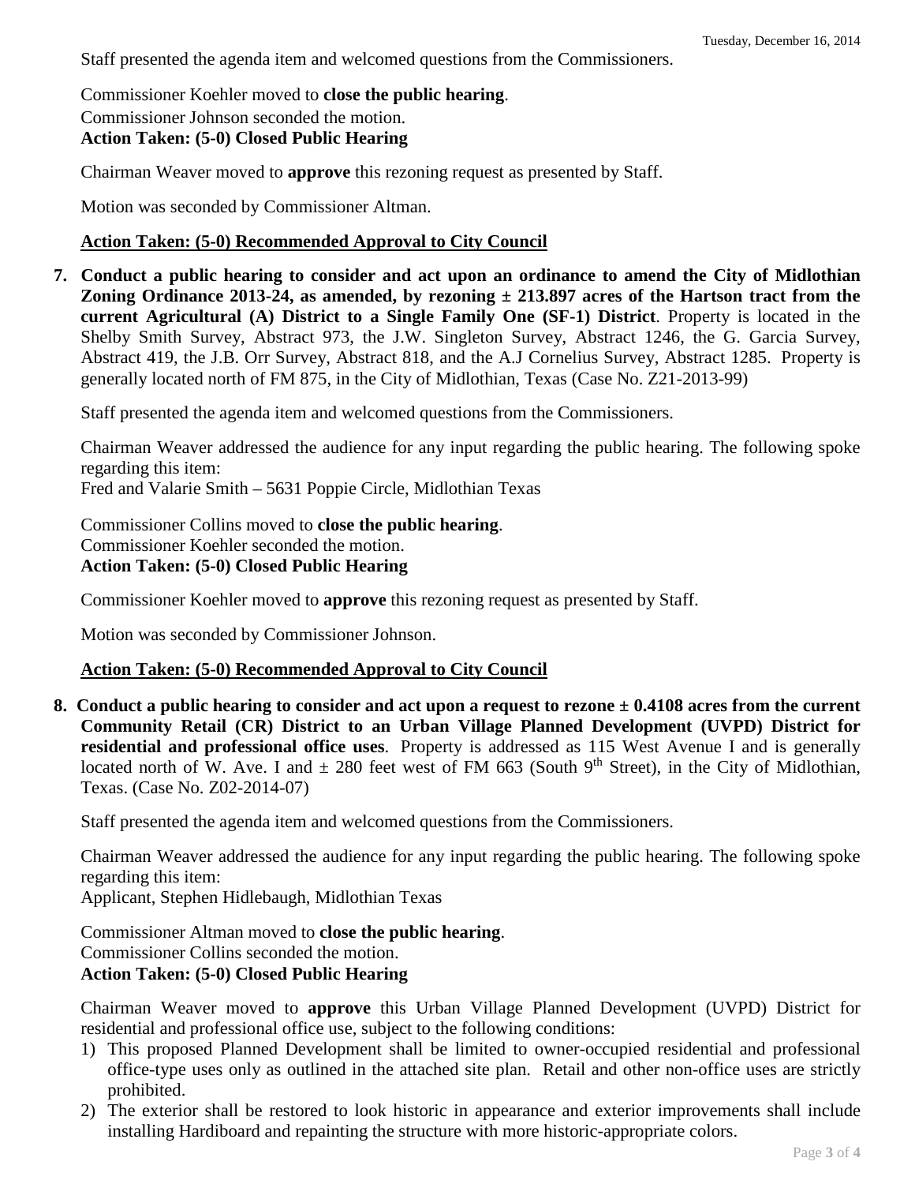Staff presented the agenda item and welcomed questions from the Commissioners.

Commissioner Koehler moved to **close the public hearing**.
Commissioner Johnson seconded the motion.
**Action Taken: (5-0) Closed Public Hearing**

Chairman Weaver moved to **approve** this rezoning request as presented by Staff.

Motion was seconded by Commissioner Altman.

**Action Taken: (5-0) Recommended Approval to City Council**

7. **Conduct a public hearing to consider and act upon an ordinance to amend the City of Midlothian Zoning Ordinance 2013-24, as amended, by rezoning ± 213.897 acres of the Hartson tract from the current Agricultural (A) District to a Single Family One (SF-1) District**. Property is located in the Shelby Smith Survey, Abstract 973, the J.W. Singleton Survey, Abstract 1246, the G. Garcia Survey, Abstract 419, the J.B. Orr Survey, Abstract 818, and the A.J Cornelius Survey, Abstract 1285. Property is generally located north of FM 875, in the City of Midlothian, Texas (Case No. Z21-2013-99)

   Staff presented the agenda item and welcomed questions from the Commissioners.

   Chairman Weaver addressed the audience for any input regarding the public hearing. The following spoke regarding this item:
   Fred and Valarie Smith – 5631 Poppie Circle, Midlothian Texas

   Commissioner Collins moved to **close the public hearing**.
   Commissioner Koehler seconded the motion.
   **Action Taken: (5-0) Closed Public Hearing**

   Commissioner Koehler moved to **approve** this rezoning request as presented by Staff.

   Motion was seconded by Commissioner Johnson.

   **Action Taken: (5-0) Recommended Approval to City Council**

8. **Conduct a public hearing to consider and act upon a request to rezone ± 0.4108 acres from the current Community Retail (CR) District to an Urban Village Planned Development (UVPD) District for residential and professional office uses**. Property is addressed as 115 West Avenue I and is generally located north of W. Ave. I and ± 280 feet west of FM 663 (South 9th Street), in the City of Midlothian, Texas. (Case No. Z02-2014-07)

   Staff presented the agenda item and welcomed questions from the Commissioners.

   Chairman Weaver addressed the audience for any input regarding the public hearing. The following spoke regarding this item:
   Applicant, Stephen Hidlebaugh, Midlothian Texas

   Commissioner Altman moved to **close the public hearing**.
   Commissioner Collins seconded the motion.
   **Action Taken: (5-0) Closed Public Hearing**

   Chairman Weaver moved to **approve** this Urban Village Planned Development (UVPD) District for residential and professional office use, subject to the following conditions:

   1) This proposed Planned Development shall be limited to owner-occupied residential and professional office-type uses only as outlined in the attached site plan. Retail and other non-office uses are strictly prohibited.
   2) The exterior shall be restored to look historic in appearance and exterior improvements shall include installing Hardiboard and repainting the structure with more historic-appropriate colors.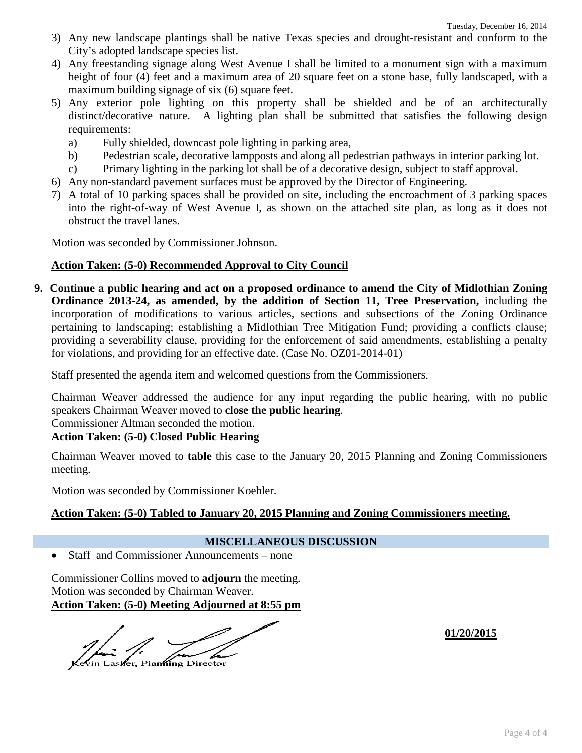3) Any new landscape plantings shall be native Texas species and drought-resistant and conform to the City's adopted landscape species list.
4) Any freestanding signage along West Avenue I shall be limited to a monument sign with a maximum height of four (4) feet and a maximum area of 20 square feet on a stone base, fully landscaped, with a maximum building signage of six (6) square feet.
5) Any exterior pole lighting on this property shall be shielded and be of an architecturally distinct/decorative nature. A lighting plan shall be submitted that satisfies the following design requirements:
   a) Fully shielded, downcast pole lighting in parking area,
   b) Pedestrian scale, decorative lampposts and along all pedestrian pathways in interior parking lot.
   c) Primary lighting in the parking lot shall be of a decorative design, subject to staff approval.
6) Any non-standard pavement surfaces must be approved by the Director of Engineering.
7) A total of 10 parking spaces shall be provided on site, including the encroachment of 3 parking spaces into the right-of-way of West Avenue I, as shown on the attached site plan, as long as it does not obstruct the travel lanes.

Motion was seconded by Commissioner Johnson.

**Action Taken: (5-0) Recommended Approval to City Council**

**9. Continue a public hearing and act on a proposed ordinance to amend the City of Midlothian Zoning Ordinance 2013-24, as amended, by the addition of Section 11, Tree Preservation,** including the incorporation of modifications to various articles, sections and subsections of the Zoning Ordinance pertaining to landscaping; establishing a Midlothian Tree Mitigation Fund; providing a conflicts clause; providing a severability clause, providing for the enforcement of said amendments, establishing a penalty for violations, and providing for an effective date. (Case No. OZ01-2014-01)

Staff presented the agenda item and welcomed questions from the Commissioners.

Chairman Weaver addressed the audience for any input regarding the public hearing, with no public speakers Chairman Weaver moved to **close the public hearing**.
Commissioner Altman seconded the motion.
**Action Taken: (5-0) Closed Public Hearing**

Chairman Weaver moved to **table** this case to the January 20, 2015 Planning and Zoning Commissioners meeting.

Motion was seconded by Commissioner Koehler.

**Action Taken: (5-0) Tabled to January 20, 2015 Planning and Zoning Commissioners meeting.**

## MISCELLANEOUS DISCUSSION

- Staff and Commissioner Announcements – none

Commissioner Collins moved to **adjourn** the meeting.
Motion was seconded by Chairman Weaver.
**Action Taken: (5-0) Meeting Adjourned at 8:55 pm**

Kevin Lasher, Planning Director

**01/20/2015**